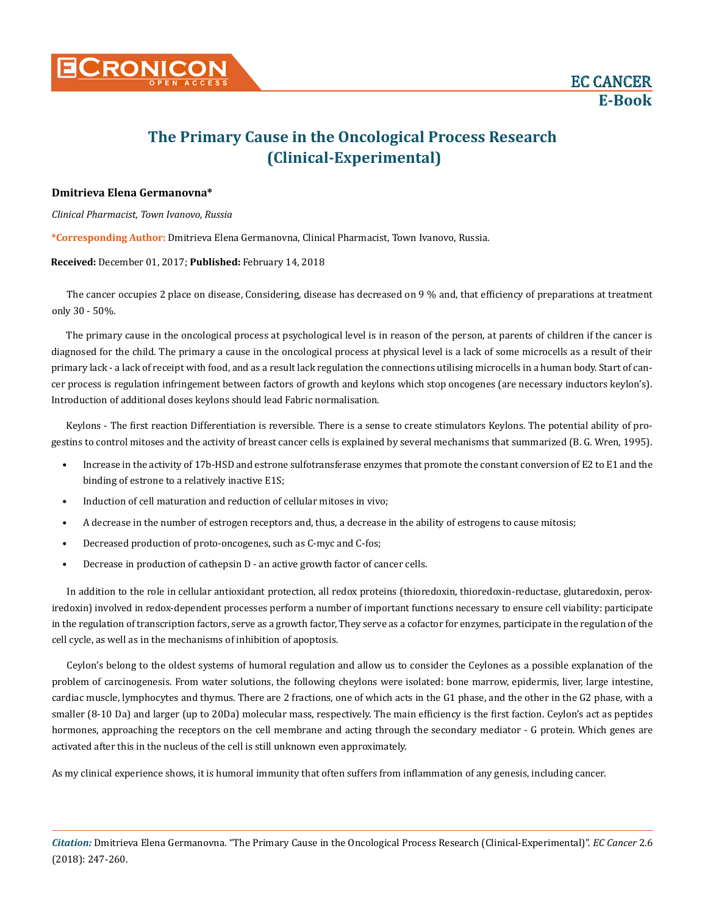# The Primary Cause in the Oncological Process Research (Clinical-Experimental)

**Dmitrieva Elena Germanovna***

*Clinical Pharmacist, Town Ivanovo, Russia*

**\*Corresponding Author:** Dmitrieva Elena Germanovna, Clinical Pharmacist, Town Ivanovo, Russia.

**Received:** December 01, 2017; **Published:** February 14, 2018

The cancer occupies 2 place on disease, Considering, disease has decreased on 9 % and, that efficiency of preparations at treatment only 30 - 50%.

The primary cause in the oncological process at psychological level is in reason of the person, at parents of children if the cancer is diagnosed for the child. The primary a cause in the oncological process at physical level is a lack of some microcells as a result of their primary lack - a lack of receipt with food, and as a result lack regulation the connections utilising microcells in a human body. Start of cancer process is regulation infringement between factors of growth and keylons which stop oncogenes (are necessary inductors keylon's). Introduction of additional doses keylons should lead Fabric normalisation.

Keylons - The first reaction Differentiation is reversible. There is a sense to create stimulators Keylons. The potential ability of progestins to control mitoses and the activity of breast cancer cells is explained by several mechanisms that summarized (B. G. Wren, 1995).

- Increase in the activity of 17b-HSD and estrone sulfotransferase enzymes that promote the constant conversion of E2 to E1 and the binding of estrone to a relatively inactive E1S;
- Induction of cell maturation and reduction of cellular mitoses in vivo;
- A decrease in the number of estrogen receptors and, thus, a decrease in the ability of estrogens to cause mitosis;
- Decreased production of proto-oncogenes, such as C-myc and C-fos;
- Decrease in production of cathepsin D - an active growth factor of cancer cells.

In addition to the role in cellular antioxidant protection, all redox proteins (thioredoxin, thioredoxin-reductase, glutaredoxin, peroxiredoxin) involved in redox-dependent processes perform a number of important functions necessary to ensure cell viability: participate in the regulation of transcription factors, serve as a growth factor, They serve as a cofactor for enzymes, participate in the regulation of the cell cycle, as well as in the mechanisms of inhibition of apoptosis.

Ceylon's belong to the oldest systems of humoral regulation and allow us to consider the Ceylones as a possible explanation of the problem of carcinogenesis. From water solutions, the following cheylons were isolated: bone marrow, epidermis, liver, large intestine, cardiac muscle, lymphocytes and thymus. There are 2 fractions, one of which acts in the G1 phase, and the other in the G2 phase, with a smaller (8-10 Da) and larger (up to 20Da) molecular mass, respectively. The main efficiency is the first faction. Ceylon's act as peptides hormones, approaching the receptors on the cell membrane and acting through the secondary mediator - G protein. Which genes are activated after this in the nucleus of the cell is still unknown even approximately.

As my clinical experience shows, it is humoral immunity that often suffers from inflammation of any genesis, including cancer.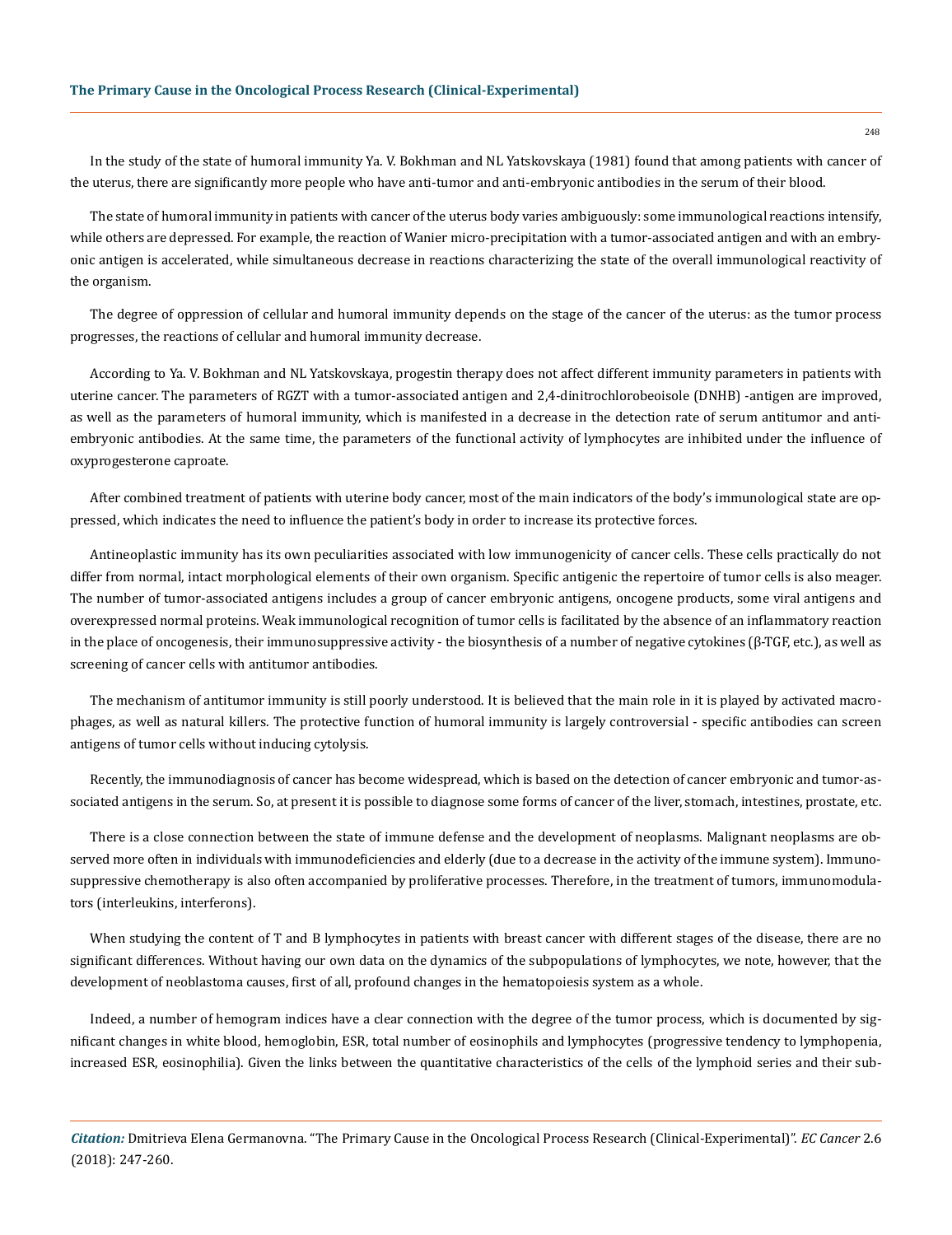In the study of the state of humoral immunity Ya. V. Bokhman and NL Yatskovskaya (1981) found that among patients with cancer of the uterus, there are significantly more people who have anti-tumor and anti-embryonic antibodies in the serum of their blood.

The state of humoral immunity in patients with cancer of the uterus body varies ambiguously: some immunological reactions intensify, while others are depressed. For example, the reaction of Wanier micro-precipitation with a tumor-associated antigen and with an embryonic antigen is accelerated, while simultaneous decrease in reactions characterizing the state of the overall immunological reactivity of the organism.

The degree of oppression of cellular and humoral immunity depends on the stage of the cancer of the uterus: as the tumor process progresses, the reactions of cellular and humoral immunity decrease.

According to Ya. V. Bokhman and NL Yatskovskaya, progestin therapy does not affect different immunity parameters in patients with uterine cancer. The parameters of RGZT with a tumor-associated antigen and 2,4-dinitrochlorobeoisole (DNHB) -antigen are improved, as well as the parameters of humoral immunity, which is manifested in a decrease in the detection rate of serum antitumor and anti-embryonic antibodies. At the same time, the parameters of the functional activity of lymphocytes are inhibited under the influence of oxyprogesterone caproate.

After combined treatment of patients with uterine body cancer, most of the main indicators of the body's immunological state are oppressed, which indicates the need to influence the patient's body in order to increase its protective forces.

Antineoplastic immunity has its own peculiarities associated with low immunogenicity of cancer cells. These cells practically do not differ from normal, intact morphological elements of their own organism. Specific antigenic the repertoire of tumor cells is also meager. The number of tumor-associated antigens includes a group of cancer embryonic antigens, oncogene products, some viral antigens and overexpressed normal proteins. Weak immunological recognition of tumor cells is facilitated by the absence of an inflammatory reaction in the place of oncogenesis, their immunosuppressive activity - the biosynthesis of a number of negative cytokines (β-TGF, etc.), as well as screening of cancer cells with antitumor antibodies.

The mechanism of antitumor immunity is still poorly understood. It is believed that the main role in it is played by activated macrophages, as well as natural killers. The protective function of humoral immunity is largely controversial - specific antibodies can screen antigens of tumor cells without inducing cytolysis.

Recently, the immunodiagnosis of cancer has become widespread, which is based on the detection of cancer embryonic and tumor-associated antigens in the serum. So, at present it is possible to diagnose some forms of cancer of the liver, stomach, intestines, prostate, etc.

There is a close connection between the state of immune defense and the development of neoplasms. Malignant neoplasms are observed more often in individuals with immunodeficiencies and elderly (due to a decrease in the activity of the immune system). Immunosuppressive chemotherapy is also often accompanied by proliferative processes. Therefore, in the treatment of tumors, immunomodulators (interleukins, interferons).

When studying the content of T and B lymphocytes in patients with breast cancer with different stages of the disease, there are no significant differences. Without having our own data on the dynamics of the subpopulations of lymphocytes, we note, however, that the development of neoblastoma causes, first of all, profound changes in the hematopoiesis system as a whole.

Indeed, a number of hemogram indices have a clear connection with the degree of the tumor process, which is documented by significant changes in white blood, hemoglobin, ESR, total number of eosinophils and lymphocytes (progressive tendency to lymphopenia, increased ESR, eosinophilia). Given the links between the quantitative characteristics of the cells of the lymphoid series and their sub-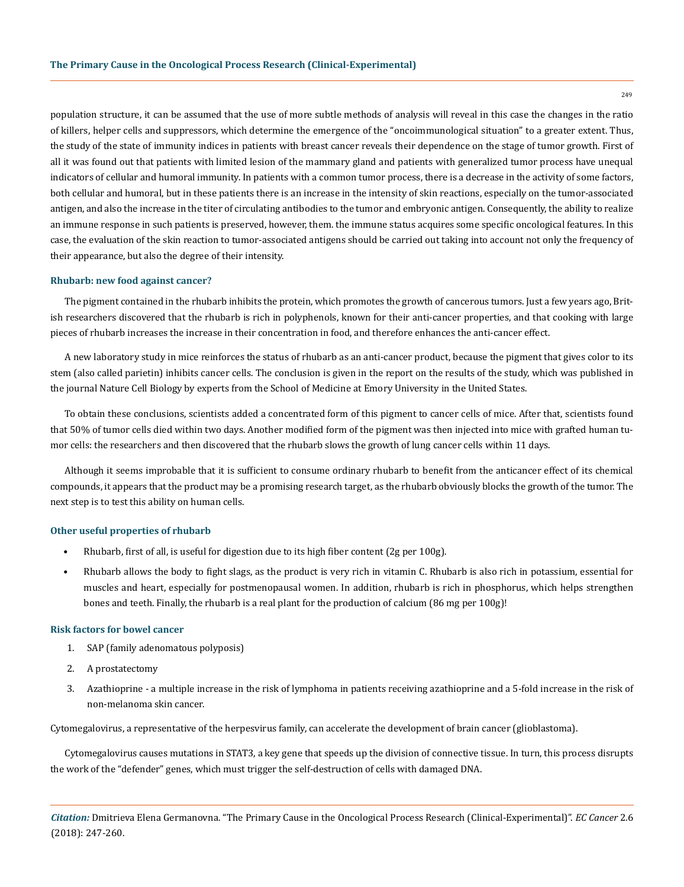population structure, it can be assumed that the use of more subtle methods of analysis will reveal in this case the changes in the ratio of killers, helper cells and suppressors, which determine the emergence of the "oncoimmunological situation" to a greater extent. Thus, the study of the state of immunity indices in patients with breast cancer reveals their dependence on the stage of tumor growth. First of all it was found out that patients with limited lesion of the mammary gland and patients with generalized tumor process have unequal indicators of cellular and humoral immunity. In patients with a common tumor process, there is a decrease in the activity of some factors, both cellular and humoral, but in these patients there is an increase in the intensity of skin reactions, especially on the tumor-associated antigen, and also the increase in the titer of circulating antibodies to the tumor and embryonic antigen. Consequently, the ability to realize an immune response in such patients is preserved, however, them. the immune status acquires some specific oncological features. In this case, the evaluation of the skin reaction to tumor-associated antigens should be carried out taking into account not only the frequency of their appearance, but also the degree of their intensity.

### Rhubarb: new food against cancer?

The pigment contained in the rhubarb inhibits the protein, which promotes the growth of cancerous tumors. Just a few years ago, British researchers discovered that the rhubarb is rich in polyphenols, known for their anti-cancer properties, and that cooking with large pieces of rhubarb increases the increase in their concentration in food, and therefore enhances the anti-cancer effect.

A new laboratory study in mice reinforces the status of rhubarb as an anti-cancer product, because the pigment that gives color to its stem (also called parietin) inhibits cancer cells. The conclusion is given in the report on the results of the study, which was published in the journal Nature Cell Biology by experts from the School of Medicine at Emory University in the United States.

To obtain these conclusions, scientists added a concentrated form of this pigment to cancer cells of mice. After that, scientists found that 50% of tumor cells died within two days. Another modified form of the pigment was then injected into mice with grafted human tumor cells: the researchers and then discovered that the rhubarb slows the growth of lung cancer cells within 11 days.

Although it seems improbable that it is sufficient to consume ordinary rhubarb to benefit from the anticancer effect of its chemical compounds, it appears that the product may be a promising research target, as the rhubarb obviously blocks the growth of the tumor. The next step is to test this ability on human cells.

### Other useful properties of rhubarb

- Rhubarb, first of all, is useful for digestion due to its high fiber content (2g per 100g).
- Rhubarb allows the body to fight slags, as the product is very rich in vitamin C. Rhubarb is also rich in potassium, essential for muscles and heart, especially for postmenopausal women. In addition, rhubarb is rich in phosphorus, which helps strengthen bones and teeth. Finally, the rhubarb is a real plant for the production of calcium (86 mg per 100g)!

### Risk factors for bowel cancer

1. SAP (family adenomatous polyposis)
2. A prostatectomy
3. Azathioprine - a multiple increase in the risk of lymphoma in patients receiving azathioprine and a 5-fold increase in the risk of non-melanoma skin cancer.

Cytomegalovirus, a representative of the herpesvirus family, can accelerate the development of brain cancer (glioblastoma).

Cytomegalovirus causes mutations in STAT3, a key gene that speeds up the division of connective tissue. In turn, this process disrupts the work of the "defender" genes, which must trigger the self-destruction of cells with damaged DNA.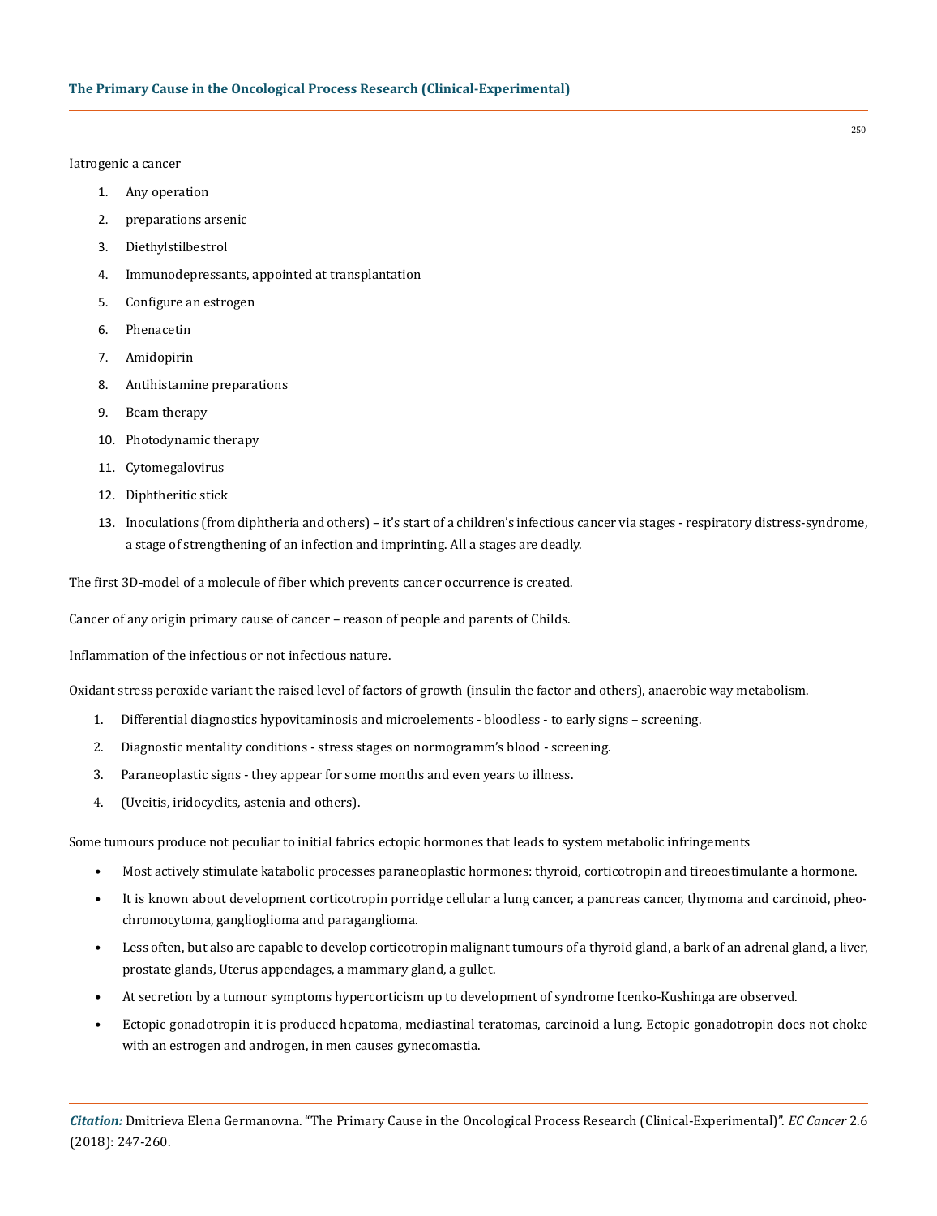Iatrogenic a cancer

1. Any operation
2. preparations arsenic
3. Diethylstilbestrol
4. Immunodepressants, appointed at transplantation
5. Configure an estrogen
6. Phenacetin
7. Amidopirin
8. Antihistamine preparations
9. Beam therapy
10. Photodynamic therapy
11. Cytomegalovirus
12. Diphtheritic stick
13. Inoculations (from diphtheria and others) – it's start of a children's infectious cancer via stages - respiratory distress-syndrome, a stage of strengthening of an infection and imprinting. All a stages are deadly.

The first 3D-model of a molecule of fiber which prevents cancer occurrence is created.

Cancer of any origin primary cause of cancer – reason of people and parents of Childs.

Inflammation of the infectious or not infectious nature.

Oxidant stress peroxide variant the raised level of factors of growth (insulin the factor and others), anaerobic way metabolism.

1. Differential diagnostics hypovitaminosis and microelements - bloodless - to early signs – screening.
2. Diagnostic mentality conditions - stress stages on normogramm's blood - screening.
3. Paraneoplastic signs - they appear for some months and even years to illness.
4. (Uveitis, iridocyclits, astenia and others).

Some tumours produce not peculiar to initial fabrics ectopic hormones that leads to system metabolic infringements

- Most actively stimulate katabolic processes paraneoplastic hormones: thyroid, corticotropin and tireoestimulante a hormone.
- It is known about development corticotropin porridge cellular a lung cancer, a pancreas cancer, thymoma and carcinoid, pheochromocytoma, ganglioglioma and paraganglioma.
- Less often, but also are capable to develop corticotropin malignant tumours of a thyroid gland, a bark of an adrenal gland, a liver, prostate glands, Uterus appendages, a mammary gland, a gullet.
- At secretion by a tumour symptoms hypercorticism up to development of syndrome Icenko-Kushinga are observed.
- Ectopic gonadotropin it is produced hepatoma, mediastinal teratomas, carcinoid a lung. Ectopic gonadotropin does not choke with an estrogen and androgen, in men causes gynecomastia.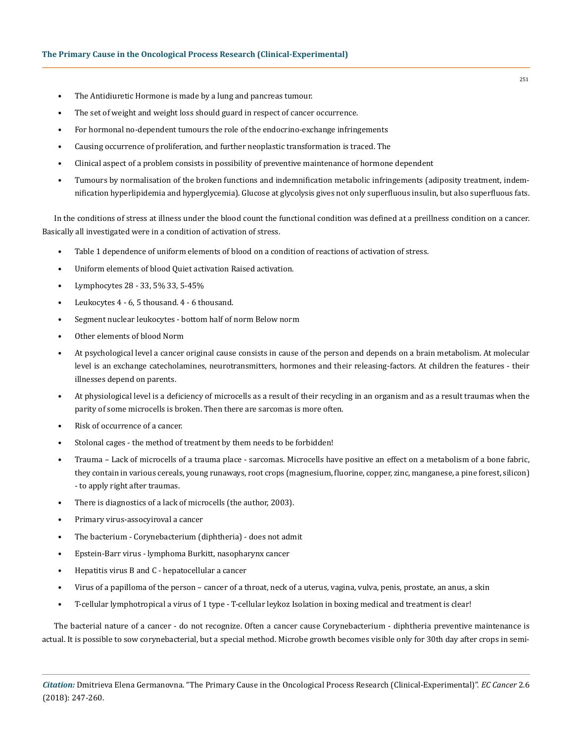- The Antidiuretic Hormone is made by a lung and pancreas tumour.
- The set of weight and weight loss should guard in respect of cancer occurrence.
- For hormonal no-dependent tumours the role of the endocrino-exchange infringements
- Causing occurrence of proliferation, and further neoplastic transformation is traced. The
- Clinical aspect of a problem consists in possibility of preventive maintenance of hormone dependent
- Tumours by normalisation of the broken functions and indemnification metabolic infringements (adiposity treatment, indemnification hyperlipidemia and hyperglycemia). Glucose at glycolysis gives not only superfluous insulin, but also superfluous fats.

In the conditions of stress at illness under the blood count the functional condition was defined at a preillness condition on a cancer. Basically all investigated were in a condition of activation of stress.

- Table 1 dependence of uniform elements of blood on a condition of reactions of activation of stress.
- Uniform elements of blood Quiet activation Raised activation.
- Lymphocytes 28 - 33, 5% 33, 5-45%
- Leukocytes 4 - 6, 5 thousand. 4 - 6 thousand.
- Segment nuclear leukocytes - bottom half of norm Below norm
- Other elements of blood Norm
- At psychological level a cancer original cause consists in cause of the person and depends on a brain metabolism. At molecular level is an exchange catecholamines, neurotransmitters, hormones and their releasing-factors. At children the features - their illnesses depend on parents.
- At physiological level is a deficiency of microcells as a result of their recycling in an organism and as a result traumas when the parity of some microcells is broken. Then there are sarcomas is more often.
- Risk of occurrence of a cancer.
- Stolonal cages - the method of treatment by them needs to be forbidden!
- Trauma – Lack of microcells of a trauma place - sarcomas. Microcells have positive an effect on a metabolism of a bone fabric, they contain in various cereals, young runaways, root crops (magnesium, fluorine, copper, zinc, manganese, a pine forest, silicon) - to apply right after traumas.
- There is diagnostics of a lack of microcells (the author, 2003).
- Primary virus-assocyiroval a cancer
- The bacterium - Corynebacterium (diphtheria) - does not admit
- Epstein-Barr virus - lymphoma Burkitt, nasopharynx cancer
- Hepatitis virus B and C - hepatocellular a cancer
- Virus of a papilloma of the person – cancer of a throat, neck of a uterus, vagina, vulva, penis, prostate, an anus, a skin
- T-cellular lymphotropical a virus of 1 type - T-cellular leykoz Isolation in boxing medical and treatment is clear!

The bacterial nature of a cancer - do not recognize. Often a cancer cause Corynebacterium - diphtheria preventive maintenance is actual. It is possible to sow corynebacterial, but a special method. Microbe growth becomes visible only for 30th day after crops in semi-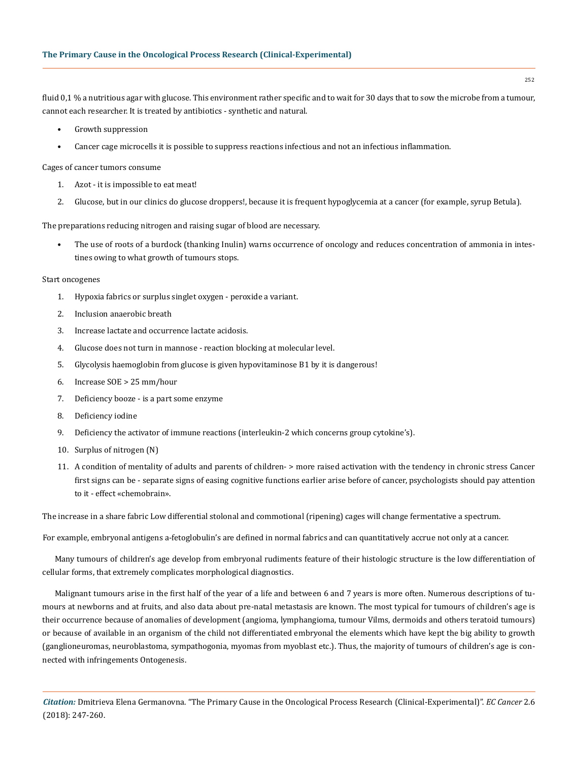fluid 0,1 % a nutritious agar with glucose. This environment rather specific and to wait for 30 days that to sow the microbe from a tumour, cannot each researcher. It is treated by antibiotics - synthetic and natural.

- Growth suppression
- Cancer cage microcells it is possible to suppress reactions infectious and not an infectious inflammation.

Cages of cancer tumors consume

1. Azot - it is impossible to eat meat!
2. Glucose, but in our clinics do glucose droppers!, because it is frequent hypoglycemia at a cancer (for example, syrup Betula).

The preparations reducing nitrogen and raising sugar of blood are necessary.

- The use of roots of a burdock (thanking Inulin) warns occurrence of oncology and reduces concentration of ammonia in intestines owing to what growth of tumours stops.

Start oncogenes

1. Hypoxia fabrics or surplus singlet oxygen - peroxide a variant.
2. Inclusion anaerobic breath
3. Increase lactate and occurrence lactate acidosis.
4. Glucose does not turn in mannose - reaction blocking at molecular level.
5. Glycolysis haemoglobin from glucose is given hypovitaminose B1 by it is dangerous!
6. Increase SOE > 25 mm/hour
7. Deficiency booze - is a part some enzyme
8. Deficiency iodine
9. Deficiency the activator of immune reactions (interleukin-2 which concerns group cytokine's).
10. Surplus of nitrogen (N)
11. A condition of mentality of adults and parents of children- > more raised activation with the tendency in chronic stress Cancer first signs can be - separate signs of easing cognitive functions earlier arise before of cancer, psychologists should pay attention to it - effect «chemobrain».

The increase in a share fabric Low differential stolonal and commotional (ripening) cages will change fermentative a spectrum.

For example, embryonal antigens a-fetoglobulin's are defined in normal fabrics and can quantitatively accrue not only at a cancer.

Many tumours of children's age develop from embryonal rudiments feature of their histologic structure is the low differentiation of cellular forms, that extremely complicates morphological diagnostics.

Malignant tumours arise in the first half of the year of a life and between 6 and 7 years is more often. Numerous descriptions of tumours at newborns and at fruits, and also data about pre-natal metastasis are known. The most typical for tumours of children's age is their occurrence because of anomalies of development (angioma, lymphangioma, tumour Vilms, dermoids and others teratoid tumours) or because of available in an organism of the child not differentiated embryonal the elements which have kept the big ability to growth (ganglioneuromas, neuroblastoma, sympathogonia, myomas from myoblast etc.). Thus, the majority of tumours of children's age is connected with infringements Ontogenesis.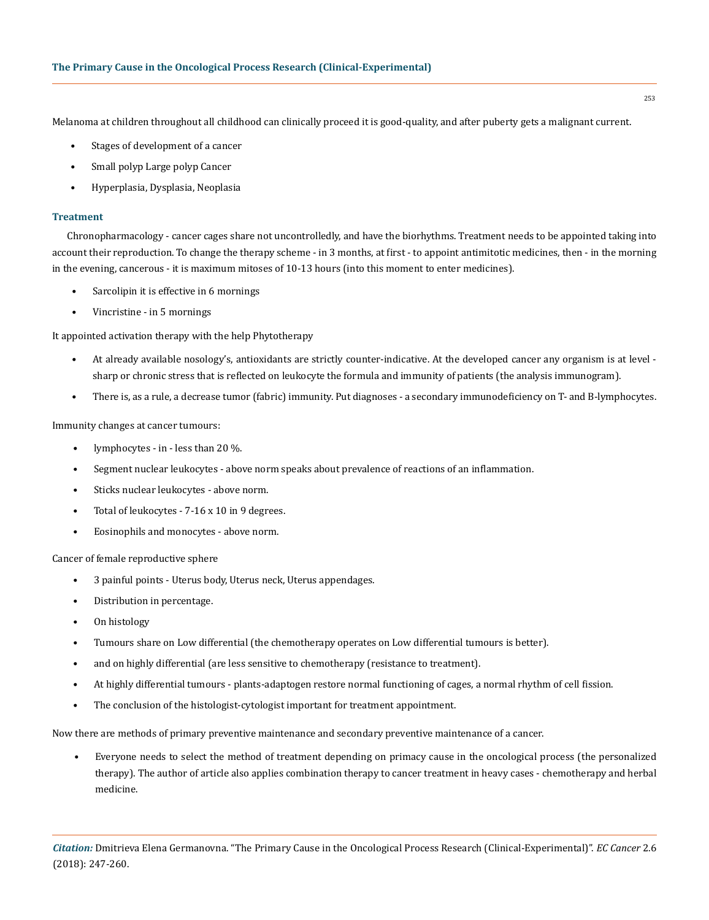Melanoma at children throughout all childhood can clinically proceed it is good-quality, and after puberty gets a malignant current.

- Stages of development of a cancer
- Small polyp Large polyp Cancer
- Hyperplasia, Dysplasia, Neoplasia

### Treatment

Chronopharmacology - cancer cages share not uncontrolledly, and have the biorhythms. Treatment needs to be appointed taking into account their reproduction. To change the therapy scheme - in 3 months, at first - to appoint antimitotic medicines, then - in the morning in the evening, cancerous - it is maximum mitoses of 10-13 hours (into this moment to enter medicines).

- Sarcolipin it is effective in 6 mornings
- Vincristine - in 5 mornings

It appointed activation therapy with the help Phytotherapy

- At already available nosology's, antioxidants are strictly counter-indicative. At the developed cancer any organism is at level - sharp or chronic stress that is reflected on leukocyte the formula and immunity of patients (the analysis immunogram).
- There is, as a rule, a decrease tumor (fabric) immunity. Put diagnoses - a secondary immunodeficiency on T- and B-lymphocytes.

Immunity changes at cancer tumours:

- lymphocytes - in - less than 20 %.
- Segment nuclear leukocytes - above norm speaks about prevalence of reactions of an inflammation.
- Sticks nuclear leukocytes - above norm.
- Total of leukocytes - 7-16 x 10 in 9 degrees.
- Eosinophils and monocytes - above norm.

Cancer of female reproductive sphere

- 3 painful points - Uterus body, Uterus neck, Uterus appendages.
- Distribution in percentage.
- On histology
- Tumours share on Low differential (the chemotherapy operates on Low differential tumours is better).
- and on highly differential (are less sensitive to chemotherapy (resistance to treatment).
- At highly differential tumours - plants-adaptogen restore normal functioning of cages, a normal rhythm of cell fission.
- The conclusion of the histologist-cytologist important for treatment appointment.

Now there are methods of primary preventive maintenance and secondary preventive maintenance of a cancer.

- Everyone needs to select the method of treatment depending on primacy cause in the oncological process (the personalized therapy). The author of article also applies combination therapy to cancer treatment in heavy cases - chemotherapy and herbal medicine.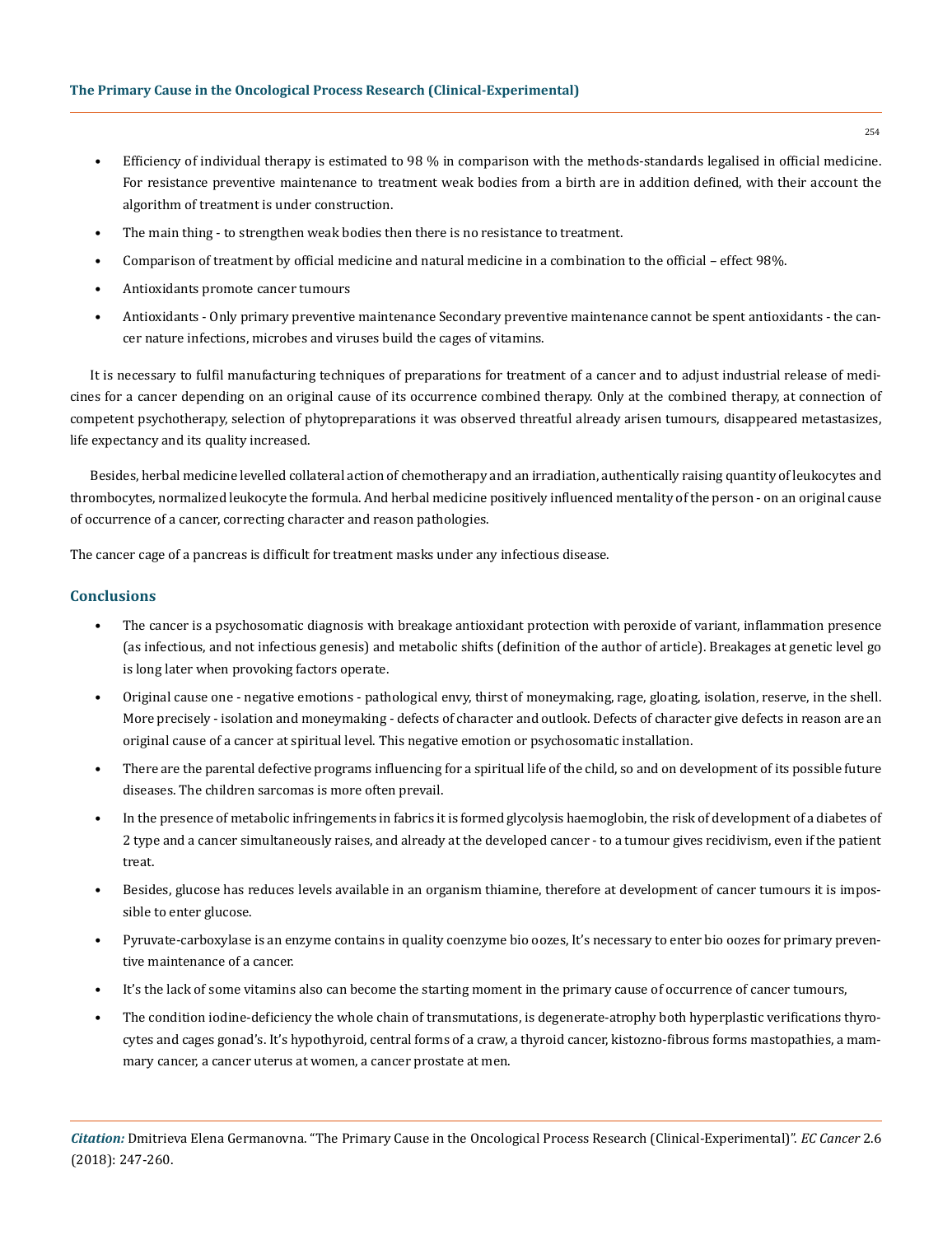- Efficiency of individual therapy is estimated to 98 % in comparison with the methods-standards legalised in official medicine. For resistance preventive maintenance to treatment weak bodies from a birth are in addition defined, with their account the algorithm of treatment is under construction.
- The main thing - to strengthen weak bodies then there is no resistance to treatment.
- Comparison of treatment by official medicine and natural medicine in a combination to the official – effect 98%.
- Antioxidants promote cancer tumours
- Antioxidants - Only primary preventive maintenance Secondary preventive maintenance cannot be spent antioxidants - the cancer nature infections, microbes and viruses build the cages of vitamins.

It is necessary to fulfil manufacturing techniques of preparations for treatment of a cancer and to adjust industrial release of medicines for a cancer depending on an original cause of its occurrence combined therapy. Only at the combined therapy, at connection of competent psychotherapy, selection of phytopreparations it was observed threatful already arisen tumours, disappeared metastasizes, life expectancy and its quality increased.

Besides, herbal medicine levelled collateral action of chemotherapy and an irradiation, authentically raising quantity of leukocytes and thrombocytes, normalized leukocyte the formula. And herbal medicine positively influenced mentality of the person - on an original cause of occurrence of a cancer, correcting character and reason pathologies.

The cancer cage of a pancreas is difficult for treatment masks under any infectious disease.

## Conclusions

- The cancer is a psychosomatic diagnosis with breakage antioxidant protection with peroxide of variant, inflammation presence (as infectious, and not infectious genesis) and metabolic shifts (definition of the author of article). Breakages at genetic level go is long later when provoking factors operate.
- Original cause one - negative emotions - pathological envy, thirst of moneymaking, rage, gloating, isolation, reserve, in the shell. More precisely - isolation and moneymaking - defects of character and outlook. Defects of character give defects in reason are an original cause of a cancer at spiritual level. This negative emotion or psychosomatic installation.
- There are the parental defective programs influencing for a spiritual life of the child, so and on development of its possible future diseases. The children sarcomas is more often prevail.
- In the presence of metabolic infringements in fabrics it is formed glycolysis haemoglobin, the risk of development of a diabetes of 2 type and a cancer simultaneously raises, and already at the developed cancer - to a tumour gives recidivism, even if the patient treat.
- Besides, glucose has reduces levels available in an organism thiamine, therefore at development of cancer tumours it is impossible to enter glucose.
- Pyruvate-carboxylase is an enzyme contains in quality coenzyme bio oozes, It's necessary to enter bio oozes for primary preventive maintenance of a cancer.
- It's the lack of some vitamins also can become the starting moment in the primary cause of occurrence of cancer tumours,
- The condition iodine-deficiency the whole chain of transmutations, is degenerate-atrophy both hyperplastic verifications thyrocytes and cages gonad's. It's hypothyroid, central forms of a craw, a thyroid cancer, kistozno-fibrous forms mastopathies, a mammary cancer, a cancer uterus at women, a cancer prostate at men.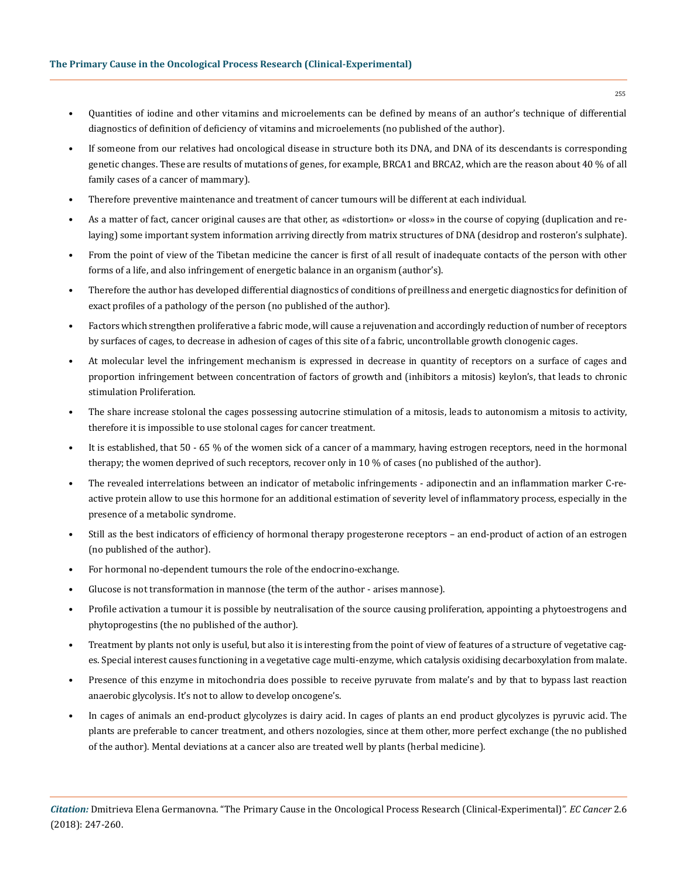- Quantities of iodine and other vitamins and microelements can be defined by means of an author's technique of differential diagnostics of definition of deficiency of vitamins and microelements (no published of the author).
- If someone from our relatives had oncological disease in structure both its DNA, and DNA of its descendants is corresponding genetic changes. These are results of mutations of genes, for example, BRCA1 and BRCA2, which are the reason about 40 % of all family cases of a cancer of mammary).
- Therefore preventive maintenance and treatment of cancer tumours will be different at each individual.
- As a matter of fact, cancer original causes are that other, as «distortion» or «loss» in the course of copying (duplication and relaying) some important system information arriving directly from matrix structures of DNA (desidrop and rosteron's sulphate).
- From the point of view of the Tibetan medicine the cancer is first of all result of inadequate contacts of the person with other forms of a life, and also infringement of energetic balance in an organism (author's).
- Therefore the author has developed differential diagnostics of conditions of preillness and energetic diagnostics for definition of exact profiles of a pathology of the person (no published of the author).
- Factors which strengthen proliferative a fabric mode, will cause a rejuvenation and accordingly reduction of number of receptors by surfaces of cages, to decrease in adhesion of cages of this site of a fabric, uncontrollable growth clonogenic cages.
- At molecular level the infringement mechanism is expressed in decrease in quantity of receptors on a surface of cages and proportion infringement between concentration of factors of growth and (inhibitors a mitosis) keylon's, that leads to chronic stimulation Proliferation.
- The share increase stolonal the cages possessing autocrine stimulation of a mitosis, leads to autonomism a mitosis to activity, therefore it is impossible to use stolonal cages for cancer treatment.
- It is established, that 50 - 65 % of the women sick of a cancer of a mammary, having estrogen receptors, need in the hormonal therapy; the women deprived of such receptors, recover only in 10 % of cases (no published of the author).
- The revealed interrelations between an indicator of metabolic infringements - adiponectin and an inflammation marker C-reactive protein allow to use this hormone for an additional estimation of severity level of inflammatory process, especially in the presence of a metabolic syndrome.
- Still as the best indicators of efficiency of hormonal therapy progesterone receptors – an end-product of action of an estrogen (no published of the author).
- For hormonal no-dependent tumours the role of the endocrino-exchange.
- Glucose is not transformation in mannose (the term of the author - arises mannose).
- Profile activation a tumour it is possible by neutralisation of the source causing proliferation, appointing a phytoestrogens and phytoprogestins (the no published of the author).
- Treatment by plants not only is useful, but also it is interesting from the point of view of features of a structure of vegetative cages. Special interest causes functioning in a vegetative cage multi-enzyme, which catalysis oxidising decarboxylation from malate.
- Presence of this enzyme in mitochondria does possible to receive pyruvate from malate's and by that to bypass last reaction anaerobic glycolysis. It's not to allow to develop oncogene's.
- In cages of animals an end-product glycolyzes is dairy acid. In cages of plants an end product glycolyzes is pyruvic acid. The plants are preferable to cancer treatment, and others nozologies, since at them other, more perfect exchange (the no published of the author). Mental deviations at a cancer also are treated well by plants (herbal medicine).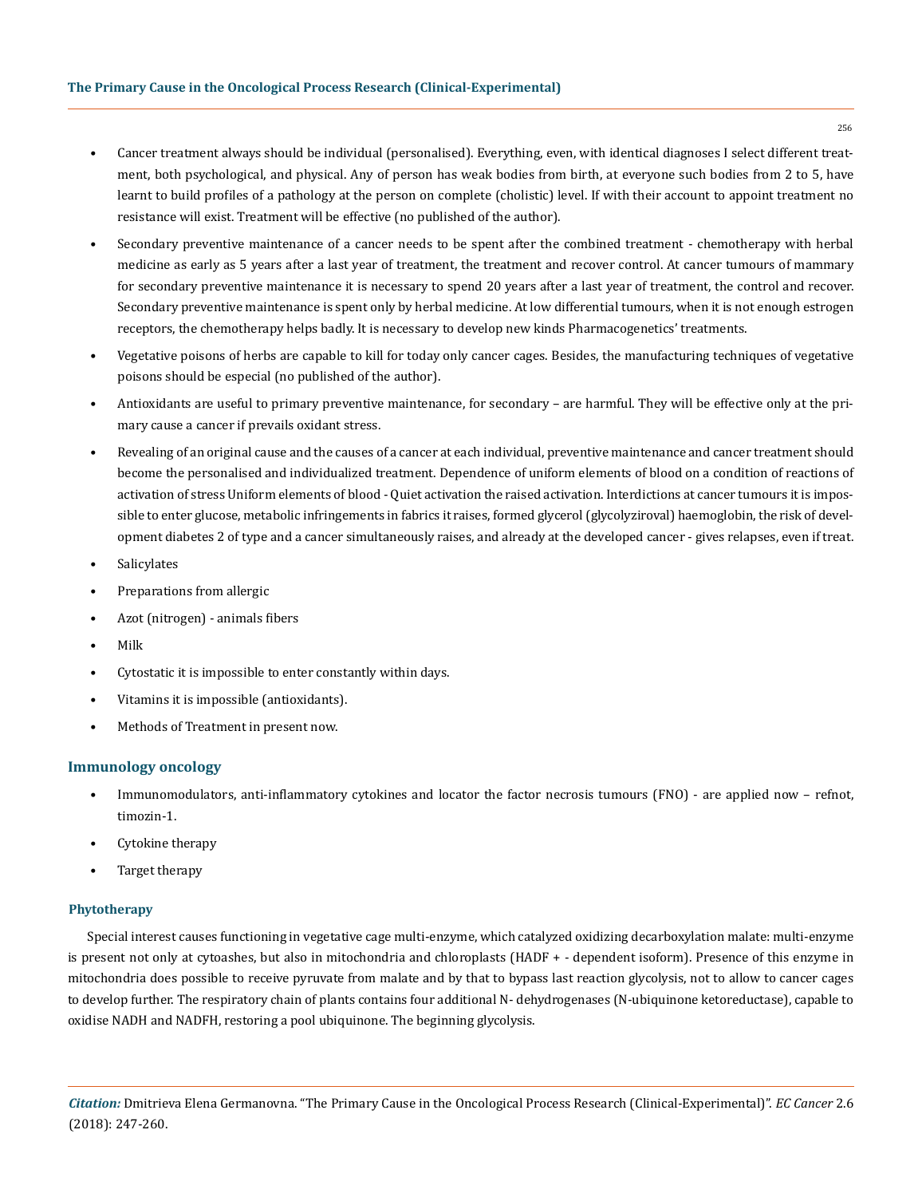- Cancer treatment always should be individual (personalised). Everything, even, with identical diagnoses I select different treatment, both psychological, and physical. Any of person has weak bodies from birth, at everyone such bodies from 2 to 5, have learnt to build profiles of a pathology at the person on complete (cholistic) level. If with their account to appoint treatment no resistance will exist. Treatment will be effective (no published of the author).
- Secondary preventive maintenance of a cancer needs to be spent after the combined treatment - chemotherapy with herbal medicine as early as 5 years after a last year of treatment, the treatment and recover control. At cancer tumours of mammary for secondary preventive maintenance it is necessary to spend 20 years after a last year of treatment, the control and recover. Secondary preventive maintenance is spent only by herbal medicine. At low differential tumours, when it is not enough estrogen receptors, the chemotherapy helps badly. It is necessary to develop new kinds Pharmacogenetics' treatments.
- Vegetative poisons of herbs are capable to kill for today only cancer cages. Besides, the manufacturing techniques of vegetative poisons should be especial (no published of the author).
- Antioxidants are useful to primary preventive maintenance, for secondary – are harmful. They will be effective only at the primary cause a cancer if prevails oxidant stress.
- Revealing of an original cause and the causes of a cancer at each individual, preventive maintenance and cancer treatment should become the personalised and individualized treatment. Dependence of uniform elements of blood on a condition of reactions of activation of stress Uniform elements of blood - Quiet activation the raised activation. Interdictions at cancer tumours it is impossible to enter glucose, metabolic infringements in fabrics it raises, formed glycerol (glycolyziroval) haemoglobin, the risk of development diabetes 2 of type and a cancer simultaneously raises, and already at the developed cancer - gives relapses, even if treat.
- Salicylates
- Preparations from allergic
- Azot (nitrogen) - animals fibers
- Milk
- Cytostatic it is impossible to enter constantly within days.
- Vitamins it is impossible (antioxidants).
- Methods of Treatment in present now.

## Immunology oncology

- Immunomodulators, anti-inflammatory cytokines and locator the factor necrosis tumours (FNO) - are applied now – refnot, timozin-1.
- Cytokine therapy
- Target therapy

### Phytotherapy

Special interest causes functioning in vegetative cage multi-enzyme, which catalyzed oxidizing decarboxylation malate: multi-enzyme is present not only at cytoashes, but also in mitochondria and chloroplasts (HADF + - dependent isoform). Presence of this enzyme in mitochondria does possible to receive pyruvate from malate and by that to bypass last reaction glycolysis, not to allow to cancer cages to develop further. The respiratory chain of plants contains four additional N- dehydrogenases (N-ubiquinone ketoreductase), capable to oxidise NADH and NADFH, restoring a pool ubiquinone. The beginning glycolysis.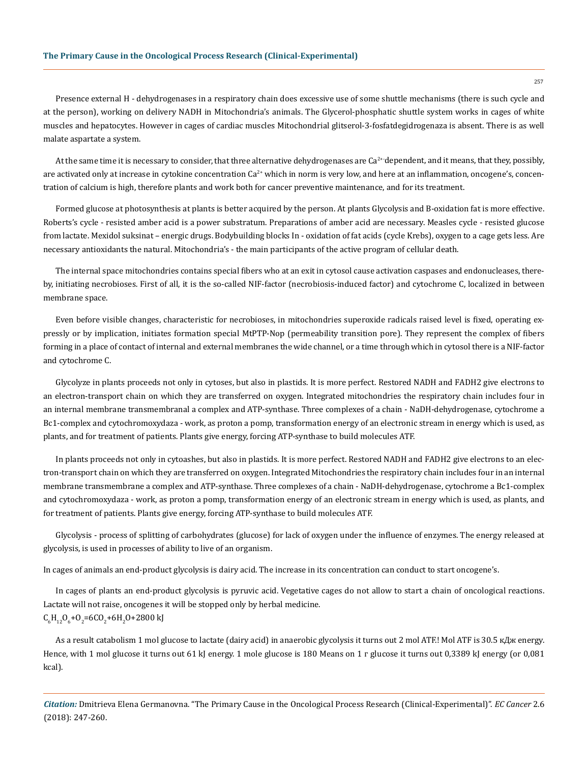Presence external H - dehydrogenases in a respiratory chain does excessive use of some shuttle mechanisms (there is such cycle and at the person), working on delivery NADH in Mitochondria's animals. The Glycerol-phosphatic shuttle system works in cages of white muscles and hepatocytes. However in cages of cardiac muscles Mitochondrial glitserol-3-fosfatdegidrogenaza is absent. There is as well malate aspartate a system.

At the same time it is necessary to consider, that three alternative dehydrogenases are $Ca^{2+}$-dependent, and it means, that they, possibly, are activated only at increase in cytokine concentration $Ca^{2+}$ which in norm is very low, and here at an inflammation, oncogene's, concentration of calcium is high, therefore plants and work both for cancer preventive maintenance, and for its treatment.

Formed glucose at photosynthesis at plants is better acquired by the person. At plants Glycolysis and B-oxidation fat is more effective. Roberts's cycle - resisted amber acid is a power substratum. Preparations of amber acid are necessary. Measles cycle - resisted glucose from lactate. Mexidol suksinat – energic drugs. Bodybuilding blocks In - oxidation of fat acids (cycle Krebs), oxygen to a cage gets less. Are necessary antioxidants the natural. Mitochondria's - the main participants of the active program of cellular death.

The internal space mitochondries contains special fibers who at an exit in cytosol cause activation caspases and endonucleases, thereby, initiating necrobioses. First of all, it is the so-called NIF-factor (necrobiosis-induced factor) and cytochrome C, localized in between membrane space.

Even before visible changes, characteristic for necrobioses, in mitochondries superoxide radicals raised level is fixed, operating expressly or by implication, initiates formation special MtPTP-Nop (permeability transition pore). They represent the complex of fibers forming in a place of contact of internal and external membranes the wide channel, or a time through which in cytosol there is a NIF-factor and cytochrome C.

Glycolyze in plants proceeds not only in cytoses, but also in plastids. It is more perfect. Restored NADH and FADH2 give electrons to an electron-transport chain on which they are transferred on oxygen. Integrated mitochondries the respiratory chain includes four in an internal membrane transmembranal a complex and ATP-synthase. Three complexes of a chain - NaDH-dehydrogenase, cytochrome a Bc1-complex and cytochromoxydaza - work, as proton a pomp, transformation energy of an electronic stream in energy which is used, as plants, and for treatment of patients. Plants give energy, forcing ATP-synthase to build molecules ATF.

In plants proceeds not only in cytoashes, but also in plastids. It is more perfect. Restored NADH and FADH2 give electrons to an electron-transport chain on which they are transferred on oxygen. Integrated Mitochondries the respiratory chain includes four in an internal membrane transmembrane a complex and ATP-synthase. Three complexes of a chain - NaDH-dehydrogenase, cytochrome a Bc1-complex and cytochromoxydaza - work, as proton a pomp, transformation energy of an electronic stream in energy which is used, as plants, and for treatment of patients. Plants give energy, forcing ATP-synthase to build molecules ATF.

Glycolysis - process of splitting of carbohydrates (glucose) for lack of oxygen under the influence of enzymes. The energy released at glycolysis, is used in processes of ability to live of an organism.

In cages of animals an end-product glycolysis is dairy acid. The increase in its concentration can conduct to start oncogene's.

In cages of plants an end-product glycolysis is pyruvic acid. Vegetative cages do not allow to start a chain of oncological reactions. Lactate will not raise, oncogenes it will be stopped only by herbal medicine.

$C_6H_{12}O_6+O_2=6CO_2+6H_2O+2800$ kJ

As a result catabolism 1 mol glucose to lactate (dairy acid) in anaerobic glycolysis it turns out 2 mol ATF.! Mol ATF is 30.5 кДж energy. Hence, with 1 mol glucose it turns out 61 kJ energy. 1 mole glucose is 180 Means on 1 г glucose it turns out 0,3389 kJ energy (or 0,081 kcal).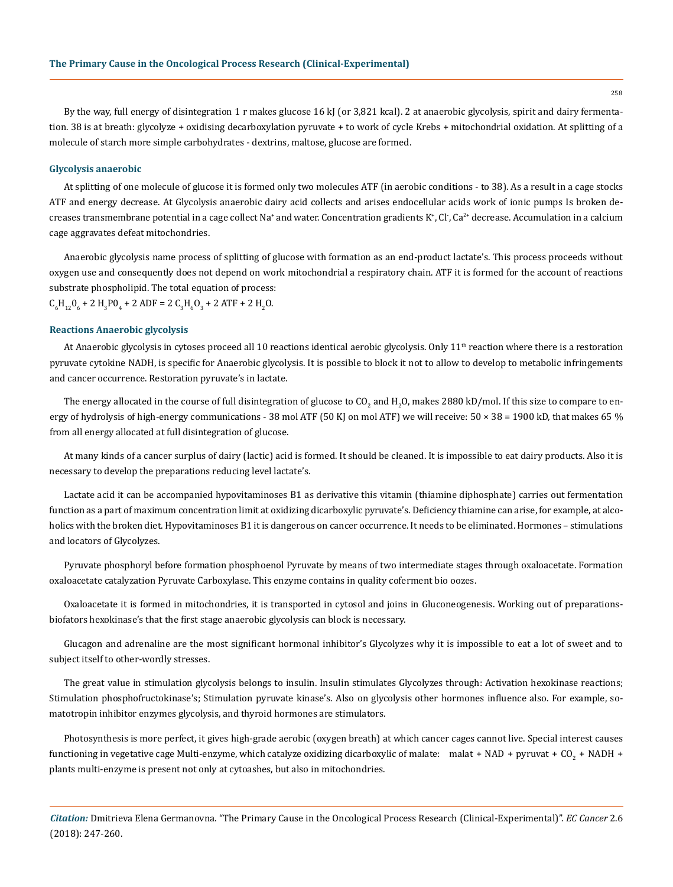By the way, full energy of disintegration 1 г makes glucose 16 kJ (or 3,821 kcal). 2 at anaerobic glycolysis, spirit and dairy fermentation. 38 is at breath: glycolyze + oxidising decarboxylation pyruvate + to work of cycle Krebs + mitochondrial oxidation. At splitting of a molecule of starch more simple carbohydrates - dextrins, maltose, glucose are formed.

### Glycolysis anaerobic

At splitting of one molecule of glucose it is formed only two molecules ATF (in aerobic conditions - to 38). As a result in a cage stocks ATF and energy decrease. At Glycolysis anaerobic dairy acid collects and arises endocellular acids work of ionic pumps Is broken decreases transmembrane potential in a cage collect $Na^+$ and water. Concentration gradients $K^+$, $Cl^-$, $Ca^{2+}$ decrease. Accumulation in a calcium cage aggravates defeat mitochondries.

Anaerobic glycolysis name process of splitting of glucose with formation as an end-product lactate's. This process proceeds without oxygen use and consequently does not depend on work mitochondrial a respiratory chain. ATF it is formed for the account of reactions substrate phospholipid. The total equation of process:

$C_6H_{12}0_6 + 2\ H_3P0_4 + 2\ ADF = 2\ C_3H_6O_3 + 2\ ATF + 2\ H_2O$.

### Reactions Anaerobic glycolysis

At Anaerobic glycolysis in cytoses proceed all 10 reactions identical aerobic glycolysis. Only $11^{th}$ reaction where there is a restoration pyruvate cytokine NADH, is specific for Anaerobic glycolysis. It is possible to block it not to allow to develop to metabolic infringements and cancer occurrence. Restoration pyruvate's in lactate.

The energy allocated in the course of full disintegration of glucose to $CO_2$ and $H_2O$, makes 2880 kD/mol. If this size to compare to energy of hydrolysis of high-energy communications - 38 mol ATF (50 KJ on mol ATF) we will receive: 50 × 38 = 1900 kD, that makes 65 % from all energy allocated at full disintegration of glucose.

At many kinds of a cancer surplus of dairy (lactic) acid is formed. It should be cleaned. It is impossible to eat dairy products. Also it is necessary to develop the preparations reducing level lactate's.

Lactate acid it can be accompanied hypovitaminoses B1 as derivative this vitamin (thiamine diphosphate) carries out fermentation function as a part of maximum concentration limit at oxidizing dicarboxylic pyruvate's. Deficiency thiamine can arise, for example, at alcoholics with the broken diet. Hypovitaminoses B1 it is dangerous on cancer occurrence. It needs to be eliminated. Hormones – stimulations and locators of Glycolyzes.

Pyruvate phosphoryl before formation phosphoenol Pyruvate by means of two intermediate stages through oxaloacetate. Formation oxaloacetate catalyzation Pyruvate Carboxylase. This enzyme contains in quality coferment bio oozes.

Oxaloacetate it is formed in mitochondries, it is transported in cytosol and joins in Gluconeogenesis. Working out of preparations-biofators hexokinase's that the first stage anaerobic glycolysis can block is necessary.

Glucagon and adrenaline are the most significant hormonal inhibitor's Glycolyzes why it is impossible to eat a lot of sweet and to subject itself to other-wordly stresses.

The great value in stimulation glycolysis belongs to insulin. Insulin stimulates Glycolyzes through: Activation hexokinase reactions; Stimulation phosphofructokinase's; Stimulation pyruvate kinase's. Also on glycolysis other hormones influence also. For example, somatotropin inhibitor enzymes glycolysis, and thyroid hormones are stimulators.

Photosynthesis is more perfect, it gives high-grade aerobic (oxygen breath) at which cancer cages cannot live. Special interest causes functioning in vegetative cage Multi-enzyme, which catalyze oxidizing dicarboxylic of malate: malat + NAD + pyruvat + $CO_2$ + NADH + plants multi-enzyme is present not only at cytoashes, but also in mitochondries.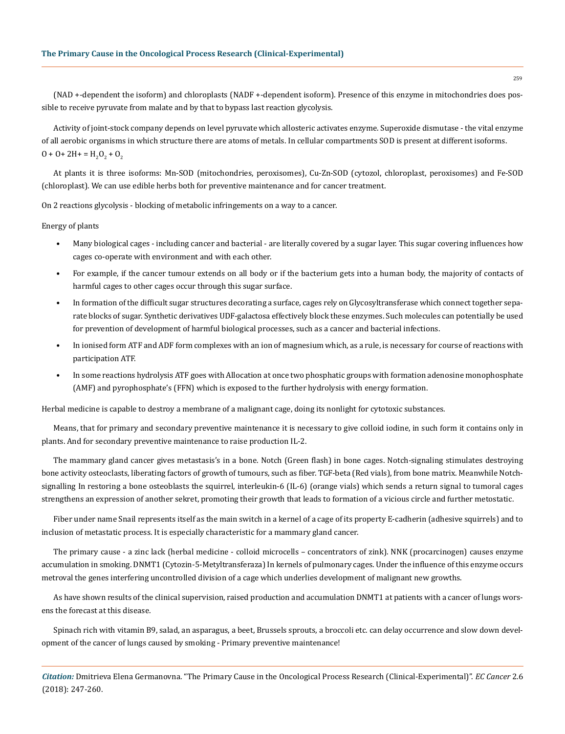(NAD +-dependent the isoform) and chloroplasts (NADF +-dependent isoform). Presence of this enzyme in mitochondries does possible to receive pyruvate from malate and by that to bypass last reaction glycolysis.

Activity of joint-stock company depends on level pyruvate which allosteric activates enzyme. Superoxide dismutase - the vital enzyme of all aerobic organisms in which structure there are atoms of metals. In cellular compartments SOD is present at different isoforms.

$O + O + 2H^+ = H_2O_2 + O_2$

At plants it is three isoforms: Mn-SOD (mitochondries, peroxisomes), Cu-Zn-SOD (cytozol, chloroplast, peroxisomes) and Fe-SOD (chloroplast). We can use edible herbs both for preventive maintenance and for cancer treatment.

On 2 reactions glycolysis - blocking of metabolic infringements on a way to a cancer.

Energy of plants

- Many biological cages - including cancer and bacterial - are literally covered by a sugar layer. This sugar covering influences how cages co-operate with environment and with each other.
- For example, if the cancer tumour extends on all body or if the bacterium gets into a human body, the majority of contacts of harmful cages to other cages occur through this sugar surface.
- In formation of the difficult sugar structures decorating a surface, cages rely on Glycosyltransferase which connect together separate blocks of sugar. Synthetic derivatives UDF-galactosa effectively block these enzymes. Such molecules can potentially be used for prevention of development of harmful biological processes, such as a cancer and bacterial infections.
- In ionised form ATF and ADF form complexes with an ion of magnesium which, as a rule, is necessary for course of reactions with participation ATF.
- In some reactions hydrolysis ATF goes with Allocation at once two phosphatic groups with formation adenosine monophosphate (AMF) and pyrophosphate's (FFN) which is exposed to the further hydrolysis with energy formation.

Herbal medicine is capable to destroy a membrane of a malignant cage, doing its nonlight for cytotoxic substances.

Means, that for primary and secondary preventive maintenance it is necessary to give colloid iodine, in such form it contains only in plants. And for secondary preventive maintenance to raise production IL-2.

The mammary gland cancer gives metastasis's in a bone. Notch (Green flash) in bone cages. Notch-signaling stimulates destroying bone activity osteoclasts, liberating factors of growth of tumours, such as fiber. TGF-beta (Red vials), from bone matrix. Meanwhile Notch-signalling In restoring a bone osteoblasts the squirrel, interleukin-6 (IL-6) (orange vials) which sends a return signal to tumoral cages strengthens an expression of another sekret, promoting their growth that leads to formation of a vicious circle and further metostatic.

Fiber under name Snail represents itself as the main switch in a kernel of a cage of its property E-cadherin (adhesive squirrels) and to inclusion of metastatic process. It is especially characteristic for a mammary gland cancer.

The primary cause - a zinc lack (herbal medicine - colloid microcells – concentrators of zink). NNK (procarcinogen) causes enzyme accumulation in smoking. DNMT1 (Cytozin-5-Metyltransferaza) In kernels of pulmonary cages. Under the influence of this enzyme occurs metroval the genes interfering uncontrolled division of a cage which underlies development of malignant new growths.

As have shown results of the clinical supervision, raised production and accumulation DNMT1 at patients with a cancer of lungs worsens the forecast at this disease.

Spinach rich with vitamin B9, salad, an asparagus, a beet, Brussels sprouts, a broccoli etc. can delay occurrence and slow down development of the cancer of lungs caused by smoking - Primary preventive maintenance!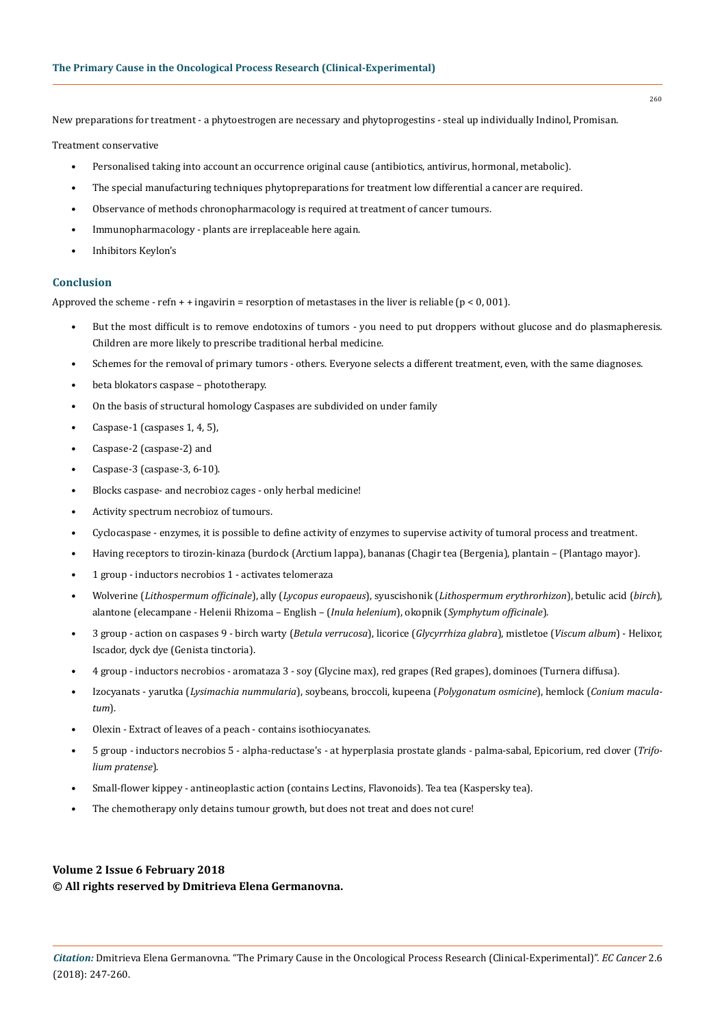New preparations for treatment - a phytoestrogen are necessary and phytoprogestins - steal up individually Indinol, Promisan.

Treatment conservative

- Personalised taking into account an occurrence original cause (antibiotics, antivirus, hormonal, metabolic).
- The special manufacturing techniques phytopreparations for treatment low differential a cancer are required.
- Observance of methods chronopharmacology is required at treatment of cancer tumours.
- Immunopharmacology - plants are irreplaceable here again.
- Inhibitors Keylon's

## Conclusion

Approved the scheme - refn + + ingavirin = resorption of metastases in the liver is reliable ($p < 0, 001$).

- But the most difficult is to remove endotoxins of tumors - you need to put droppers without glucose and do plasmapheresis. Children are more likely to prescribe traditional herbal medicine.
- Schemes for the removal of primary tumors - others. Everyone selects a different treatment, even, with the same diagnoses.
- beta blokators caspase – phototherapy.
- On the basis of structural homology Caspases are subdivided on under family
- Caspase-1 (caspases 1, 4, 5),
- Caspase-2 (caspase-2) and
- Caspase-3 (caspase-3, 6-10).
- Blocks caspase- and necrobioz cages - only herbal medicine!
- Activity spectrum necrobioz of tumours.
- Cyclocaspase - enzymes, it is possible to define activity of enzymes to supervise activity of tumoral process and treatment.
- Having receptors to tirozin-kinaza (burdock (Arctium lappa), bananas (Chagir tea (Bergenia), plantain – (Plantago mayor).
- 1 group - inductors necrobios 1 - activates telomeraza
- Wolverine (*Lithospermum officinale*), ally (*Lycopus europaeus*), syuscishonik (*Lithospermum erythrorhizon*), betulic acid (*birch*), alantone (elecampane - Helenii Rhizoma – English – (*Inula helenium*), okopnik (*Symphytum officinale*).
- 3 group - action on caspases 9 - birch warty (*Betula verrucosa*), licorice (*Glycyrrhiza glabra*), mistletoe (*Viscum album*) - Helixor, Iscador, dyck dye (Genista tinctoria).
- 4 group - inductors necrobios - aromataza 3 - soy (Glycine max), red grapes (Red grapes), dominoes (Turnera diffusa).
- Izocyanats - yarutka (*Lysimachia nummularia*), soybeans, broccoli, kupeena (*Polygonatum osmicine*), hemlock (*Conium maculatum*).
- Olexin - Extract of leaves of a peach - contains isothiocyanates.
- 5 group - inductors necrobios 5 - alpha-reductase's - at hyperplasia prostate glands - palma-sabal, Epicorium, red clover (*Trifolium pratense*).
- Small-flower kippey - antineoplastic action (contains Lectins, Flavonoids). Tea tea (Kaspersky tea).
- The chemotherapy only detains tumour growth, but does not treat and does not cure!

**Volume 2 Issue 6 February 2018**
**© All rights reserved by Dmitrieva Elena Germanovna.**